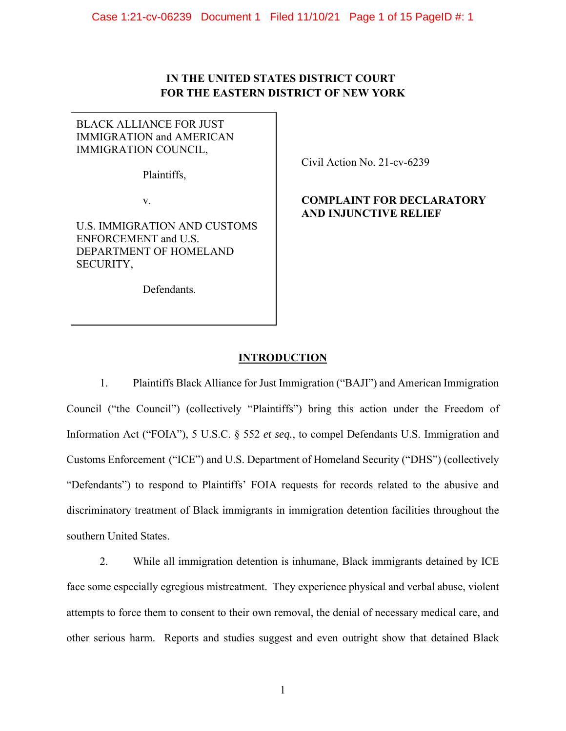**IN THE UNITED STATES DISTRICT COURT**
**FOR THE EASTERN DISTRICT OF NEW YORK**

| | |
|---|---|
| BLACK ALLIANCE FOR JUST IMMIGRATION and AMERICAN IMMIGRATION COUNCIL,<br><br>Plaintiffs,<br><br>v.<br><br>U.S. IMMIGRATION AND CUSTOMS ENFORCEMENT and U.S. DEPARTMENT OF HOMELAND SECURITY,<br><br>Defendants. | Civil Action No. 21-cv-6239<br><br>**COMPLAINT FOR DECLARATORY AND INJUNCTIVE RELIEF** |

## INTRODUCTION

1. Plaintiffs Black Alliance for Just Immigration ("BAJI") and American Immigration Council ("the Council") (collectively "Plaintiffs") bring this action under the Freedom of Information Act ("FOIA"), 5 U.S.C. § 552 *et seq.*, to compel Defendants U.S. Immigration and Customs Enforcement ("ICE") and U.S. Department of Homeland Security ("DHS") (collectively "Defendants") to respond to Plaintiffs' FOIA requests for records related to the abusive and discriminatory treatment of Black immigrants in immigration detention facilities throughout the southern United States.

2. While all immigration detention is inhumane, Black immigrants detained by ICE face some especially egregious mistreatment. They experience physical and verbal abuse, violent attempts to force them to consent to their own removal, the denial of necessary medical care, and other serious harm. Reports and studies suggest and even outright show that detained Black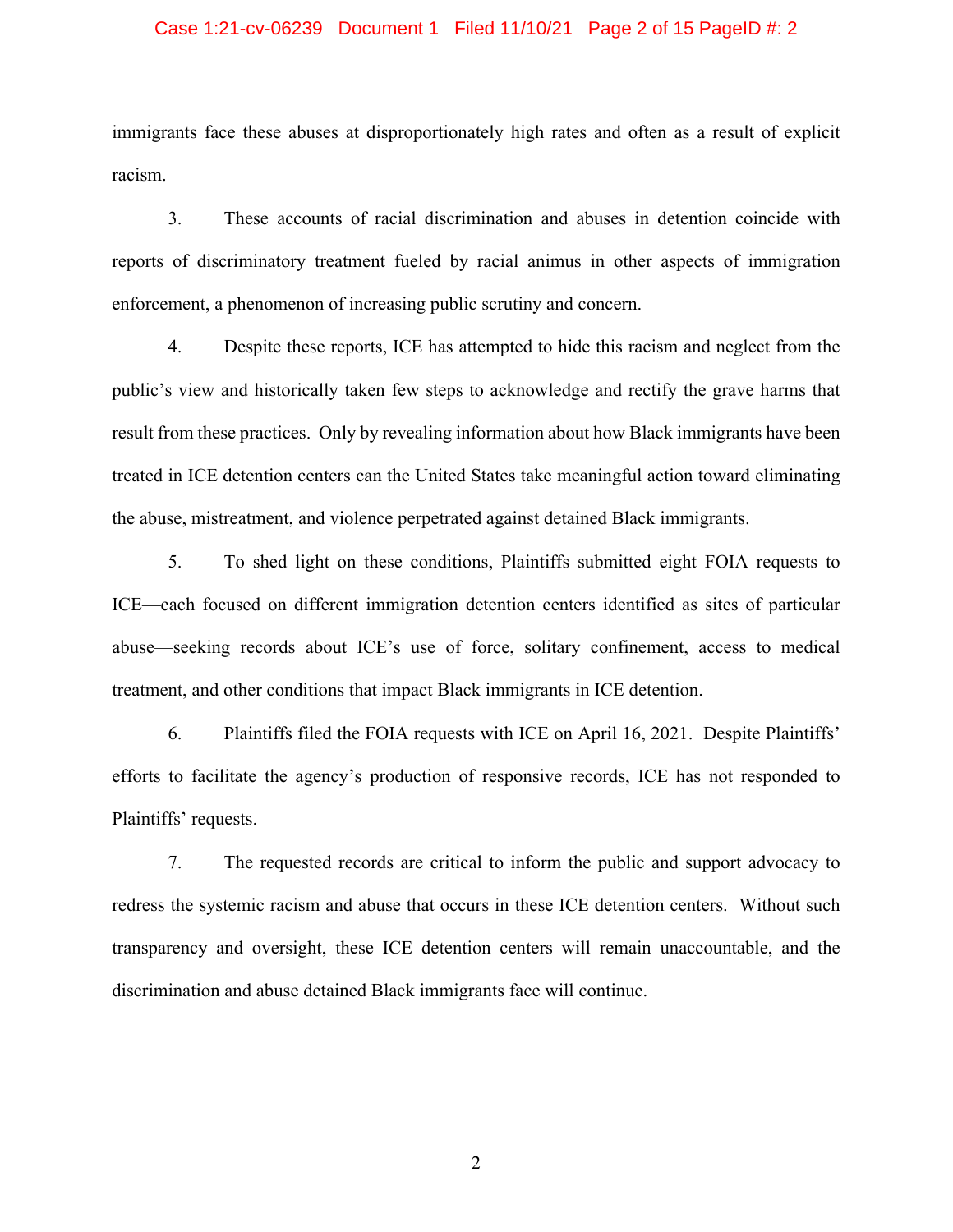immigrants face these abuses at disproportionately high rates and often as a result of explicit racism.

3. These accounts of racial discrimination and abuses in detention coincide with reports of discriminatory treatment fueled by racial animus in other aspects of immigration enforcement, a phenomenon of increasing public scrutiny and concern.

4. Despite these reports, ICE has attempted to hide this racism and neglect from the public's view and historically taken few steps to acknowledge and rectify the grave harms that result from these practices. Only by revealing information about how Black immigrants have been treated in ICE detention centers can the United States take meaningful action toward eliminating the abuse, mistreatment, and violence perpetrated against detained Black immigrants.

5. To shed light on these conditions, Plaintiffs submitted eight FOIA requests to ICE—each focused on different immigration detention centers identified as sites of particular abuse—seeking records about ICE's use of force, solitary confinement, access to medical treatment, and other conditions that impact Black immigrants in ICE detention.

6. Plaintiffs filed the FOIA requests with ICE on April 16, 2021. Despite Plaintiffs' efforts to facilitate the agency's production of responsive records, ICE has not responded to Plaintiffs' requests.

7. The requested records are critical to inform the public and support advocacy to redress the systemic racism and abuse that occurs in these ICE detention centers. Without such transparency and oversight, these ICE detention centers will remain unaccountable, and the discrimination and abuse detained Black immigrants face will continue.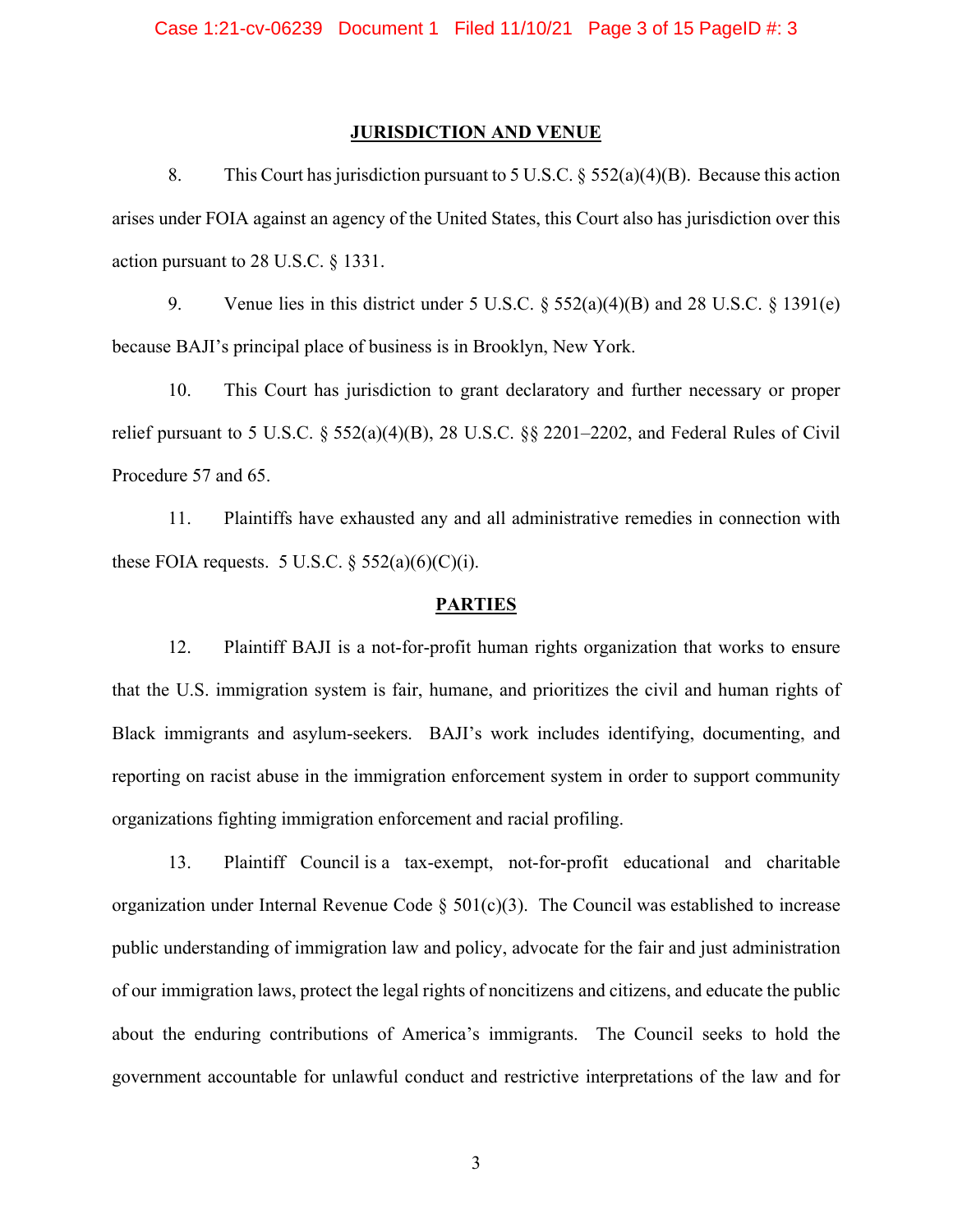## JURISDICTION AND VENUE

8. This Court has jurisdiction pursuant to 5 U.S.C. § 552(a)(4)(B). Because this action arises under FOIA against an agency of the United States, this Court also has jurisdiction over this action pursuant to 28 U.S.C. § 1331.

9. Venue lies in this district under 5 U.S.C. § 552(a)(4)(B) and 28 U.S.C. § 1391(e) because BAJI's principal place of business is in Brooklyn, New York.

10. This Court has jurisdiction to grant declaratory and further necessary or proper relief pursuant to 5 U.S.C. § 552(a)(4)(B), 28 U.S.C. §§ 2201–2202, and Federal Rules of Civil Procedure 57 and 65.

11. Plaintiffs have exhausted any and all administrative remedies in connection with these FOIA requests. 5 U.S.C. § 552(a)(6)(C)(i).

## PARTIES

12. Plaintiff BAJI is a not-for-profit human rights organization that works to ensure that the U.S. immigration system is fair, humane, and prioritizes the civil and human rights of Black immigrants and asylum-seekers. BAJI's work includes identifying, documenting, and reporting on racist abuse in the immigration enforcement system in order to support community organizations fighting immigration enforcement and racial profiling.

13. Plaintiff Council is a tax-exempt, not-for-profit educational and charitable organization under Internal Revenue Code § 501(c)(3). The Council was established to increase public understanding of immigration law and policy, advocate for the fair and just administration of our immigration laws, protect the legal rights of noncitizens and citizens, and educate the public about the enduring contributions of America's immigrants. The Council seeks to hold the government accountable for unlawful conduct and restrictive interpretations of the law and for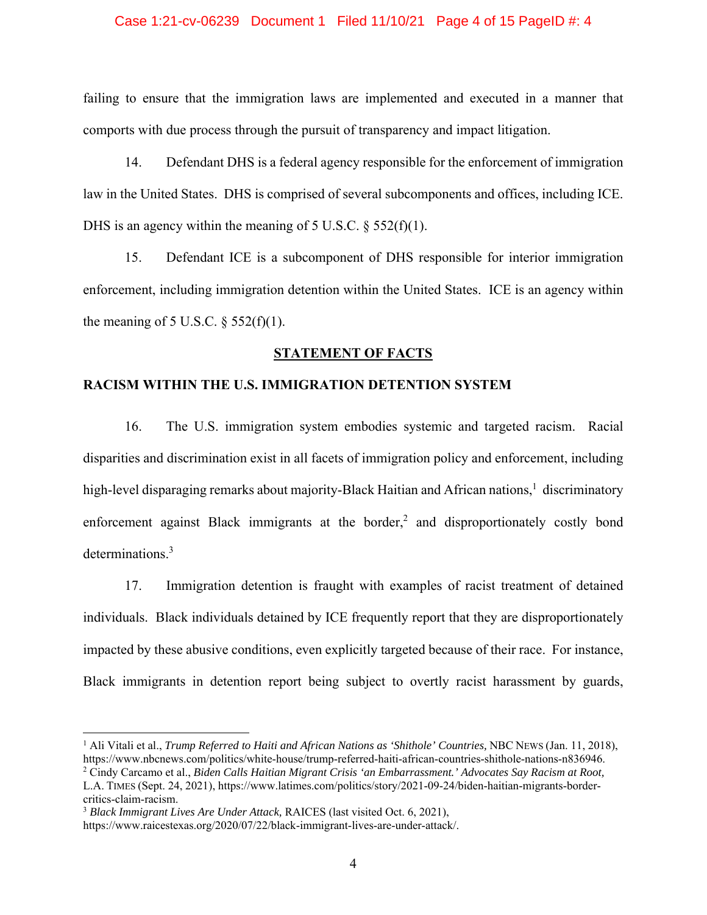failing to ensure that the immigration laws are implemented and executed in a manner that comports with due process through the pursuit of transparency and impact litigation.

14. Defendant DHS is a federal agency responsible for the enforcement of immigration law in the United States. DHS is comprised of several subcomponents and offices, including ICE. DHS is an agency within the meaning of 5 U.S.C. § 552(f)(1).

15. Defendant ICE is a subcomponent of DHS responsible for interior immigration enforcement, including immigration detention within the United States. ICE is an agency within the meaning of 5 U.S.C. § 552(f)(1).

## STATEMENT OF FACTS

### RACISM WITHIN THE U.S. IMMIGRATION DETENTION SYSTEM

16. The U.S. immigration system embodies systemic and targeted racism. Racial disparities and discrimination exist in all facets of immigration policy and enforcement, including high-level disparaging remarks about majority-Black Haitian and African nations,[1] discriminatory enforcement against Black immigrants at the border,[2] and disproportionately costly bond determinations.[3]

17. Immigration detention is fraught with examples of racist treatment of detained individuals. Black individuals detained by ICE frequently report that they are disproportionately impacted by these abusive conditions, even explicitly targeted because of their race. For instance, Black immigrants in detention report being subject to overtly racist harassment by guards,

---

[1] Ali Vitali et al., *Trump Referred to Haiti and African Nations as 'Shithole' Countries,* NBC NEWS (Jan. 11, 2018), https://www.nbcnews.com/politics/white-house/trump-referred-haiti-african-countries-shithole-nations-n836946.

[2] Cindy Carcamo et al., *Biden Calls Haitian Migrant Crisis 'an Embarrassment.' Advocates Say Racism at Root,* L.A. TIMES (Sept. 24, 2021), https://www.latimes.com/politics/story/2021-09-24/biden-haitian-migrants-border-critics-claim-racism.

[3] *Black Immigrant Lives Are Under Attack,* RAICES (last visited Oct. 6, 2021), https://www.raicestexas.org/2020/07/22/black-immigrant-lives-are-under-attack/.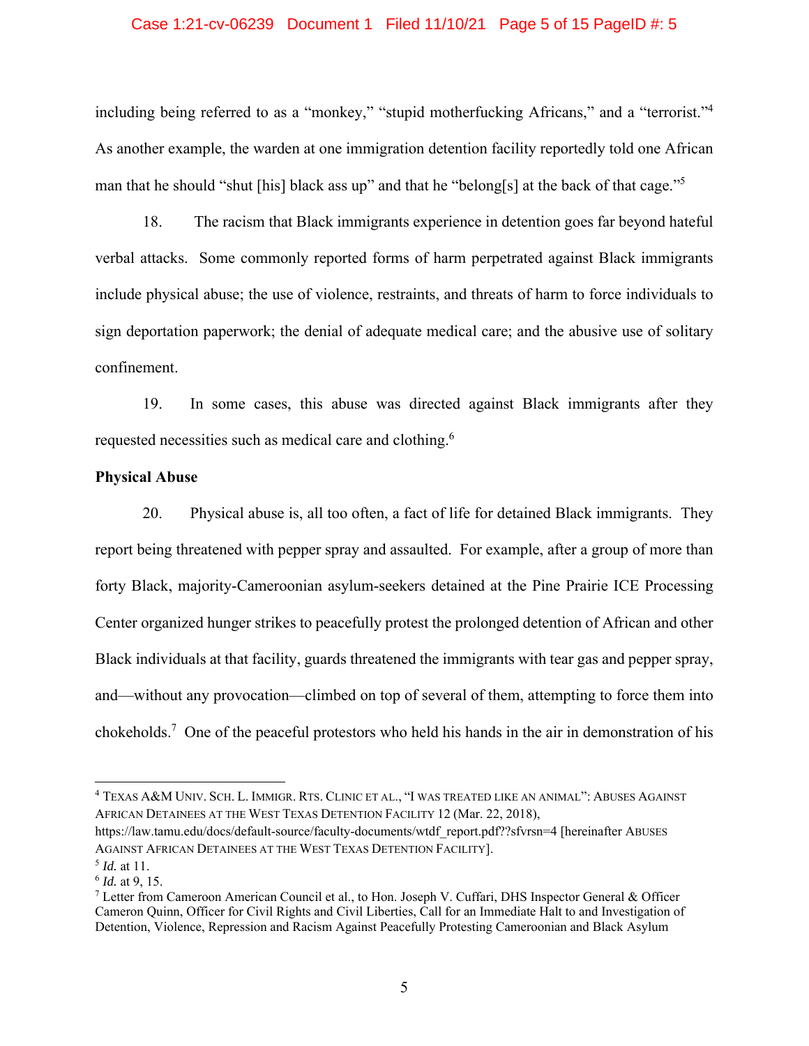including being referred to as a "monkey," "stupid motherfucking Africans," and a "terrorist."[4] As another example, the warden at one immigration detention facility reportedly told one African man that he should "shut [his] black ass up" and that he "belong[s] at the back of that cage."[5]

18. The racism that Black immigrants experience in detention goes far beyond hateful verbal attacks. Some commonly reported forms of harm perpetrated against Black immigrants include physical abuse; the use of violence, restraints, and threats of harm to force individuals to sign deportation paperwork; the denial of adequate medical care; and the abusive use of solitary confinement.

19. In some cases, this abuse was directed against Black immigrants after they requested necessities such as medical care and clothing.[6]

**Physical Abuse**

20. Physical abuse is, all too often, a fact of life for detained Black immigrants. They report being threatened with pepper spray and assaulted. For example, after a group of more than forty Black, majority-Cameroonian asylum-seekers detained at the Pine Prairie ICE Processing Center organized hunger strikes to peacefully protest the prolonged detention of African and other Black individuals at that facility, guards threatened the immigrants with tear gas and pepper spray, and—without any provocation—climbed on top of several of them, attempting to force them into chokeholds.[7] One of the peaceful protestors who held his hands in the air in demonstration of his

---

[4] TEXAS A&M UNIV. SCH. L. IMMIGR. RTS. CLINIC ET AL., "I WAS TREATED LIKE AN ANIMAL": ABUSES AGAINST AFRICAN DETAINEES AT THE WEST TEXAS DETENTION FACILITY 12 (Mar. 22, 2018), https://law.tamu.edu/docs/default-source/faculty-documents/wtdf_report.pdf??sfvrsn=4 [hereinafter ABUSES AGAINST AFRICAN DETAINEES AT THE WEST TEXAS DETENTION FACILITY].

[5] *Id.* at 11.

[6] *Id.* at 9, 15.

[7] Letter from Cameroon American Council et al., to Hon. Joseph V. Cuffari, DHS Inspector General & Officer Cameron Quinn, Officer for Civil Rights and Civil Liberties, Call for an Immediate Halt to and Investigation of Detention, Violence, Repression and Racism Against Peacefully Protesting Cameroonian and Black Asylum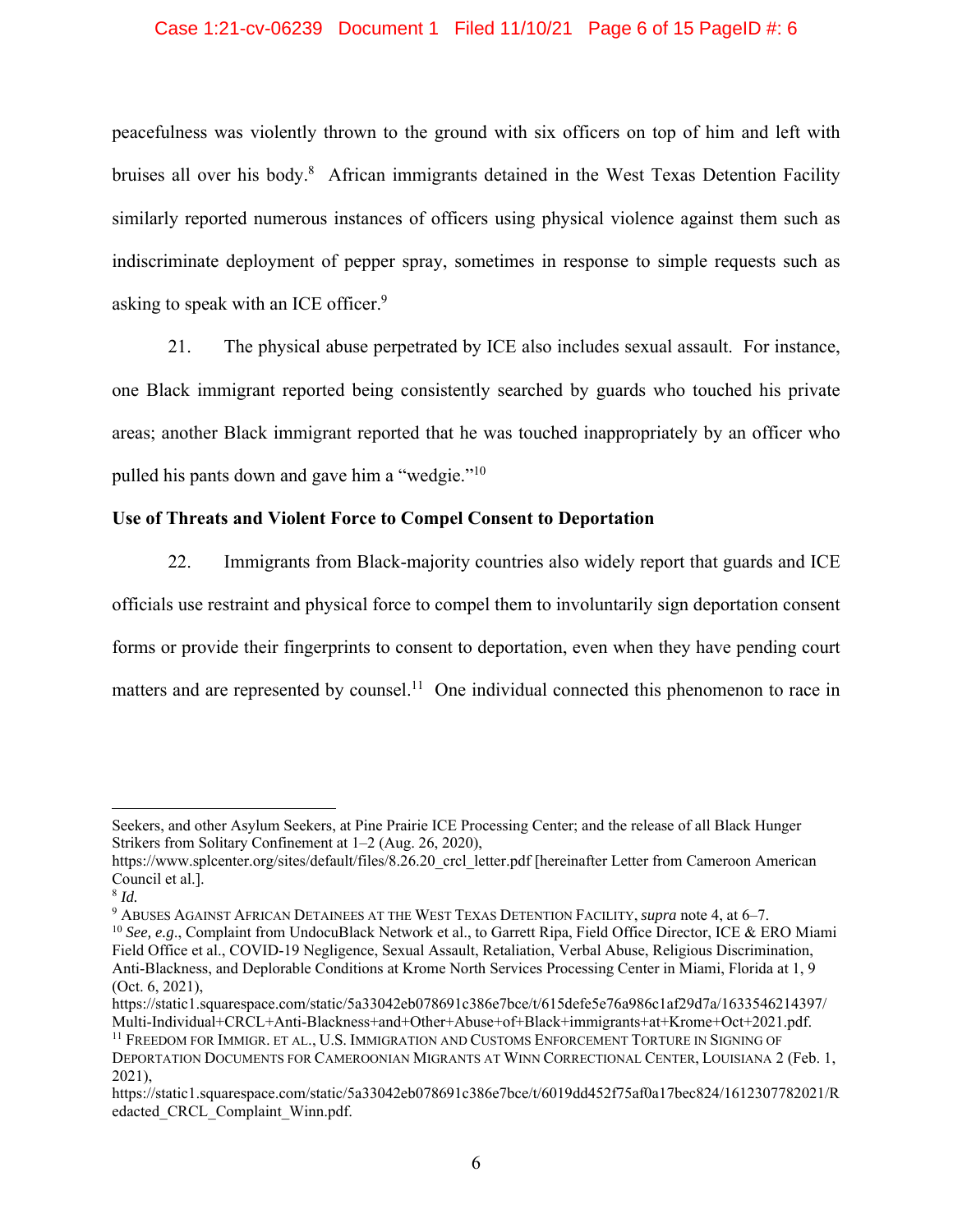peacefulness was violently thrown to the ground with six officers on top of him and left with bruises all over his body.[8] African immigrants detained in the West Texas Detention Facility similarly reported numerous instances of officers using physical violence against them such as indiscriminate deployment of pepper spray, sometimes in response to simple requests such as asking to speak with an ICE officer.[9]

21. The physical abuse perpetrated by ICE also includes sexual assault. For instance, one Black immigrant reported being consistently searched by guards who touched his private areas; another Black immigrant reported that he was touched inappropriately by an officer who pulled his pants down and gave him a "wedgie."[10]

**Use of Threats and Violent Force to Compel Consent to Deportation**

22. Immigrants from Black-majority countries also widely report that guards and ICE officials use restraint and physical force to compel them to involuntarily sign deportation consent forms or provide their fingerprints to consent to deportation, even when they have pending court matters and are represented by counsel.[11] One individual connected this phenomenon to race in

---

Seekers, and other Asylum Seekers, at Pine Prairie ICE Processing Center; and the release of all Black Hunger Strikers from Solitary Confinement at 1–2 (Aug. 26, 2020), https://www.splcenter.org/sites/default/files/8.26.20_crcl_letter.pdf [hereinafter Letter from Cameroon American Council et al.].

[8] *Id.*

[9] ABUSES AGAINST AFRICAN DETAINEES AT THE WEST TEXAS DETENTION FACILITY, *supra* note 4, at 6–7.

[10] *See, e.g.*, Complaint from UndocuBlack Network et al., to Garrett Ripa, Field Office Director, ICE & ERO Miami Field Office et al., COVID-19 Negligence, Sexual Assault, Retaliation, Verbal Abuse, Religious Discrimination, Anti-Blackness, and Deplorable Conditions at Krome North Services Processing Center in Miami, Florida at 1, 9 (Oct. 6, 2021), https://static1.squarespace.com/static/5a33042eb078691c386e7bce/t/615defe5e76a986c1af29d7a/1633546214397/Multi-Individual+CRCL+Anti-Blackness+and+Other+Abuse+of+Black+immigrants+at+Krome+Oct+2021.pdf.

[11] FREEDOM FOR IMMIGR. ET AL., U.S. IMMIGRATION AND CUSTOMS ENFORCEMENT TORTURE IN SIGNING OF DEPORTATION DOCUMENTS FOR CAMEROONIAN MIGRANTS AT WINN CORRECTIONAL CENTER, LOUISIANA 2 (Feb. 1, 2021), https://static1.squarespace.com/static/5a33042eb078691c386e7bce/t/6019dd452f75af0a17bec824/1612307782021/Redacted_CRCL_Complaint_Winn.pdf.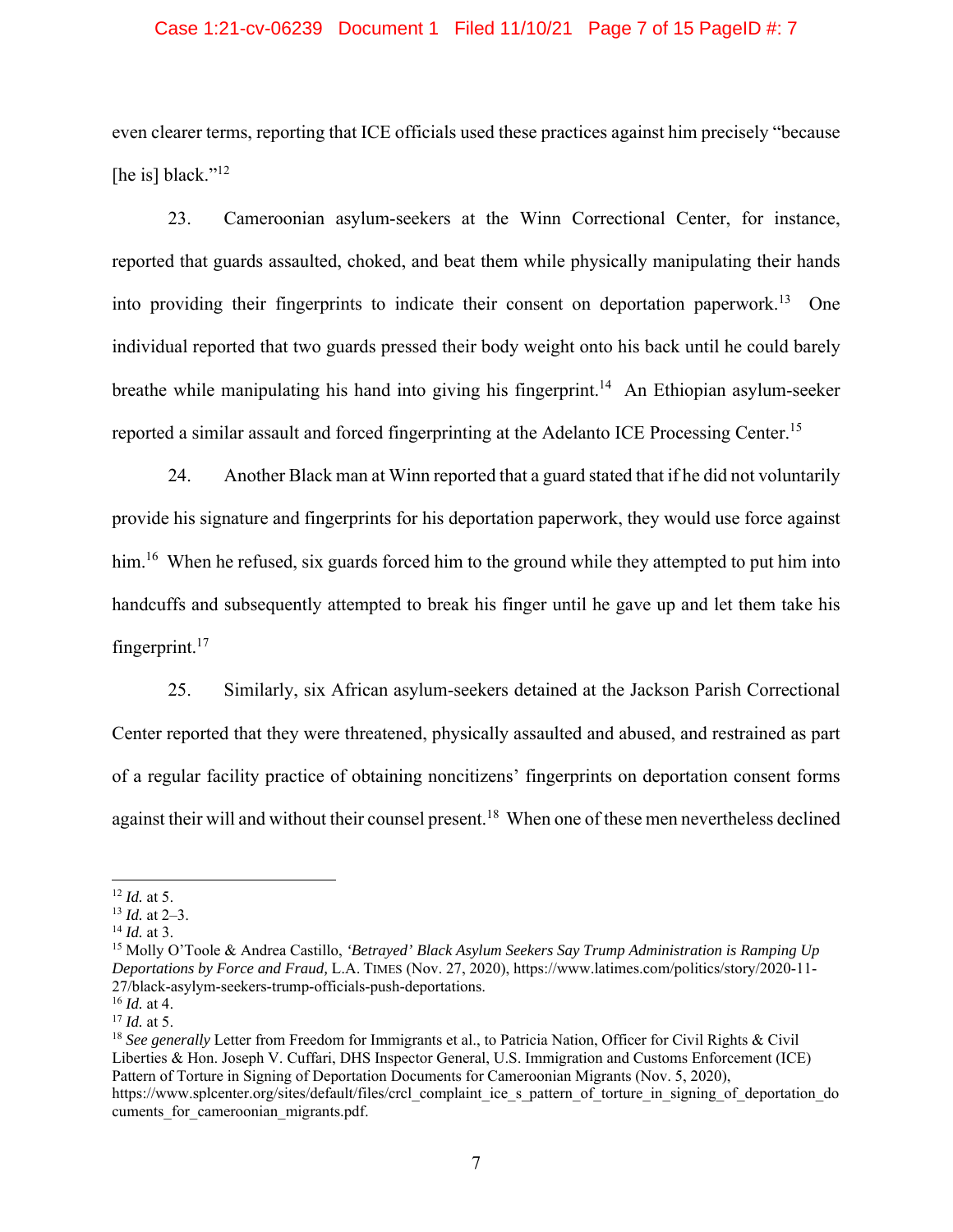even clearer terms, reporting that ICE officials used these practices against him precisely "because [he is] black."[12]

23. Cameroonian asylum-seekers at the Winn Correctional Center, for instance, reported that guards assaulted, choked, and beat them while physically manipulating their hands into providing their fingerprints to indicate their consent on deportation paperwork.[13] One individual reported that two guards pressed their body weight onto his back until he could barely breathe while manipulating his hand into giving his fingerprint.[14] An Ethiopian asylum-seeker reported a similar assault and forced fingerprinting at the Adelanto ICE Processing Center.[15]

24. Another Black man at Winn reported that a guard stated that if he did not voluntarily provide his signature and fingerprints for his deportation paperwork, they would use force against him.[16] When he refused, six guards forced him to the ground while they attempted to put him into handcuffs and subsequently attempted to break his finger until he gave up and let them take his fingerprint.[17]

25. Similarly, six African asylum-seekers detained at the Jackson Parish Correctional Center reported that they were threatened, physically assaulted and abused, and restrained as part of a regular facility practice of obtaining noncitizens' fingerprints on deportation consent forms against their will and without their counsel present.[18] When one of these men nevertheless declined

---

[12] *Id.* at 5.

[13] *Id.* at 2–3.

[14] *Id.* at 3.

[15] Molly O'Toole & Andrea Castillo, *'Betrayed' Black Asylum Seekers Say Trump Administration is Ramping Up Deportations by Force and Fraud,* L.A. TIMES (Nov. 27, 2020), https://www.latimes.com/politics/story/2020-11-27/black-asylym-seekers-trump-officials-push-deportations.

[16] *Id.* at 4.

[17] *Id.* at 5.

[18] *See generally* Letter from Freedom for Immigrants et al., to Patricia Nation, Officer for Civil Rights & Civil Liberties & Hon. Joseph V. Cuffari, DHS Inspector General, U.S. Immigration and Customs Enforcement (ICE) Pattern of Torture in Signing of Deportation Documents for Cameroonian Migrants (Nov. 5, 2020), https://www.splcenter.org/sites/default/files/crcl_complaint_ice_s_pattern_of_torture_in_signing_of_deportation_documents_for_cameroonian_migrants.pdf.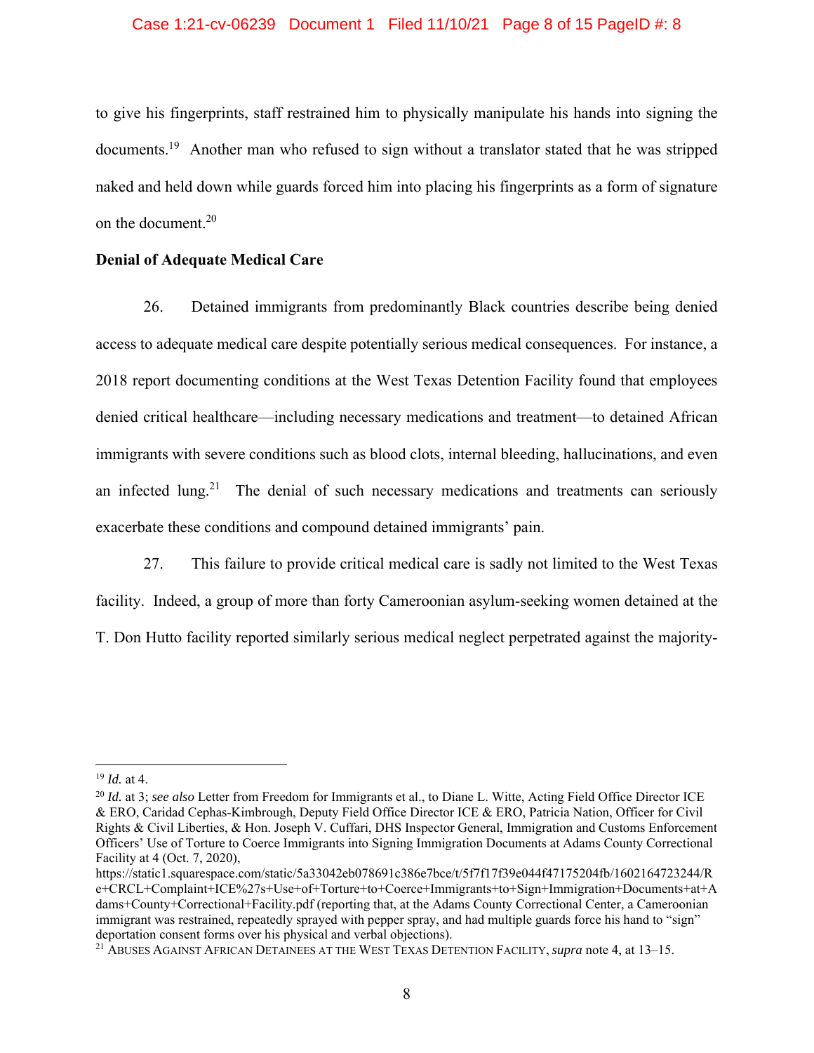to give his fingerprints, staff restrained him to physically manipulate his hands into signing the documents.[19] Another man who refused to sign without a translator stated that he was stripped naked and held down while guards forced him into placing his fingerprints as a form of signature on the document.[20]

**Denial of Adequate Medical Care**

26. Detained immigrants from predominantly Black countries describe being denied access to adequate medical care despite potentially serious medical consequences. For instance, a 2018 report documenting conditions at the West Texas Detention Facility found that employees denied critical healthcare—including necessary medications and treatment—to detained African immigrants with severe conditions such as blood clots, internal bleeding, hallucinations, and even an infected lung.[21] The denial of such necessary medications and treatments can seriously exacerbate these conditions and compound detained immigrants' pain.

27. This failure to provide critical medical care is sadly not limited to the West Texas facility. Indeed, a group of more than forty Cameroonian asylum-seeking women detained at the T. Don Hutto facility reported similarly serious medical neglect perpetrated against the majority-

---

[19] *Id.* at 4.

[20] *Id.* at 3; *see also* Letter from Freedom for Immigrants et al., to Diane L. Witte, Acting Field Office Director ICE & ERO, Caridad Cephas-Kimbrough, Deputy Field Office Director ICE & ERO, Patricia Nation, Officer for Civil Rights & Civil Liberties, & Hon. Joseph V. Cuffari, DHS Inspector General, Immigration and Customs Enforcement Officers' Use of Torture to Coerce Immigrants into Signing Immigration Documents at Adams County Correctional Facility at 4 (Oct. 7, 2020), https://static1.squarespace.com/static/5a33042eb078691c386e7bce/t/5f7f17f39e044f47175204fb/1602164723244/Re+CRCL+Complaint+ICE%27s+Use+of+Torture+to+Coerce+Immigrants+to+Sign+Immigration+Documents+at+Adams+County+Correctional+Facility.pdf (reporting that, at the Adams County Correctional Center, a Cameroonian immigrant was restrained, repeatedly sprayed with pepper spray, and had multiple guards force his hand to "sign" deportation consent forms over his physical and verbal objections).

[21] ABUSES AGAINST AFRICAN DETAINEES AT THE WEST TEXAS DETENTION FACILITY, *supra* note 4, at 13–15.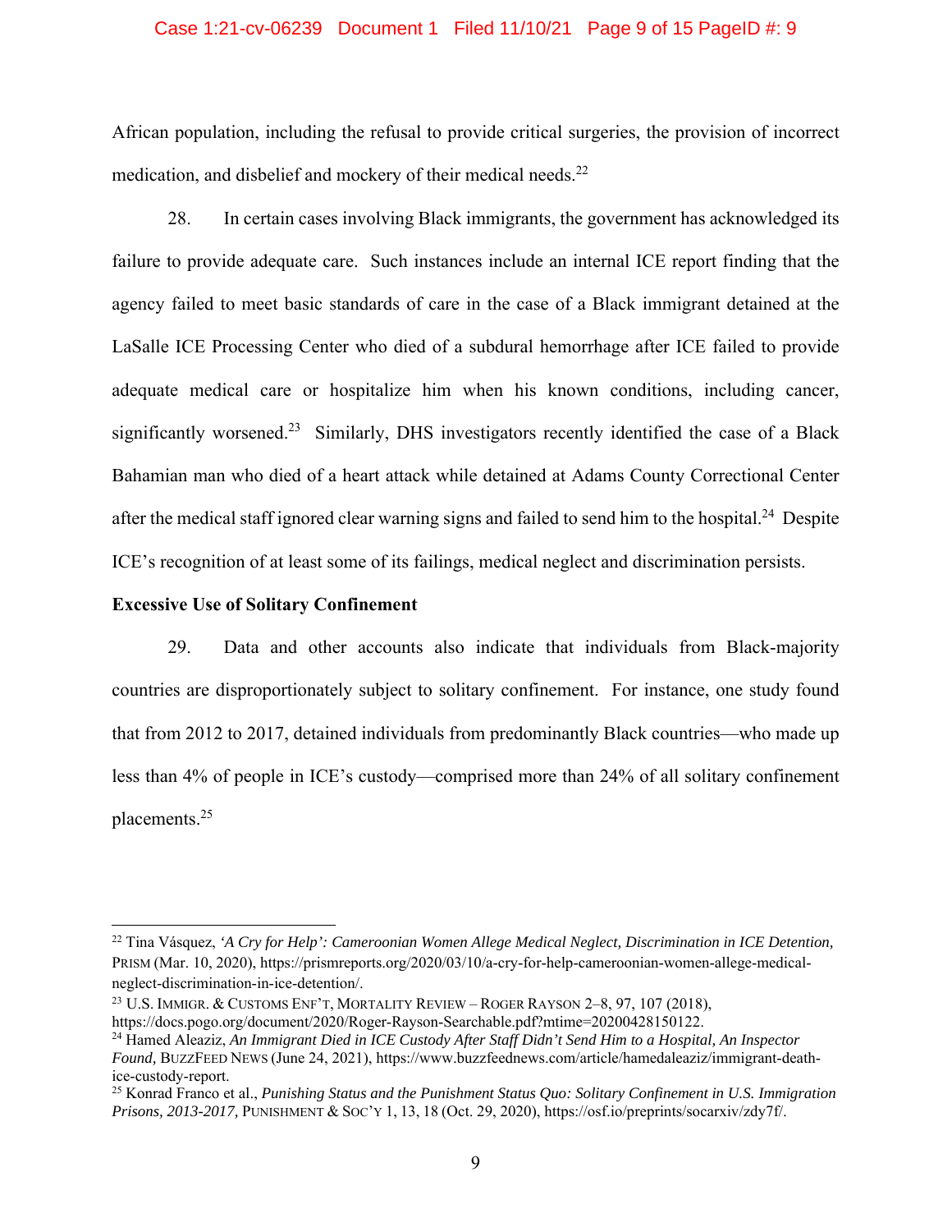African population, including the refusal to provide critical surgeries, the provision of incorrect medication, and disbelief and mockery of their medical needs.[22]

28. In certain cases involving Black immigrants, the government has acknowledged its failure to provide adequate care. Such instances include an internal ICE report finding that the agency failed to meet basic standards of care in the case of a Black immigrant detained at the LaSalle ICE Processing Center who died of a subdural hemorrhage after ICE failed to provide adequate medical care or hospitalize him when his known conditions, including cancer, significantly worsened.[23] Similarly, DHS investigators recently identified the case of a Black Bahamian man who died of a heart attack while detained at Adams County Correctional Center after the medical staff ignored clear warning signs and failed to send him to the hospital.[24] Despite ICE's recognition of at least some of its failings, medical neglect and discrimination persists.

**Excessive Use of Solitary Confinement**

29. Data and other accounts also indicate that individuals from Black-majority countries are disproportionately subject to solitary confinement. For instance, one study found that from 2012 to 2017, detained individuals from predominantly Black countries—who made up less than 4% of people in ICE's custody—comprised more than 24% of all solitary confinement placements.[25]

---

[22] Tina Vásquez, *'A Cry for Help': Cameroonian Women Allege Medical Neglect, Discrimination in ICE Detention,* PRISM (Mar. 10, 2020), https://prismreports.org/2020/03/10/a-cry-for-help-cameroonian-women-allege-medical-neglect-discrimination-in-ice-detention/.

[23] U.S. IMMIGR. & CUSTOMS ENF'T, MORTALITY REVIEW – ROGER RAYSON 2–8, 97, 107 (2018), https://docs.pogo.org/document/2020/Roger-Rayson-Searchable.pdf?mtime=20200428150122.

[24] Hamed Aleaziz, *An Immigrant Died in ICE Custody After Staff Didn't Send Him to a Hospital, An Inspector Found,* BUZZFEED NEWS (June 24, 2021), https://www.buzzfeednews.com/article/hamedaleaziz/immigrant-death-ice-custody-report.

[25] Konrad Franco et al., *Punishing Status and the Punishment Status Quo: Solitary Confinement in U.S. Immigration Prisons, 2013-2017,* PUNISHMENT & SOC'Y 1, 13, 18 (Oct. 29, 2020), https://osf.io/preprints/socarxiv/zdy7f/.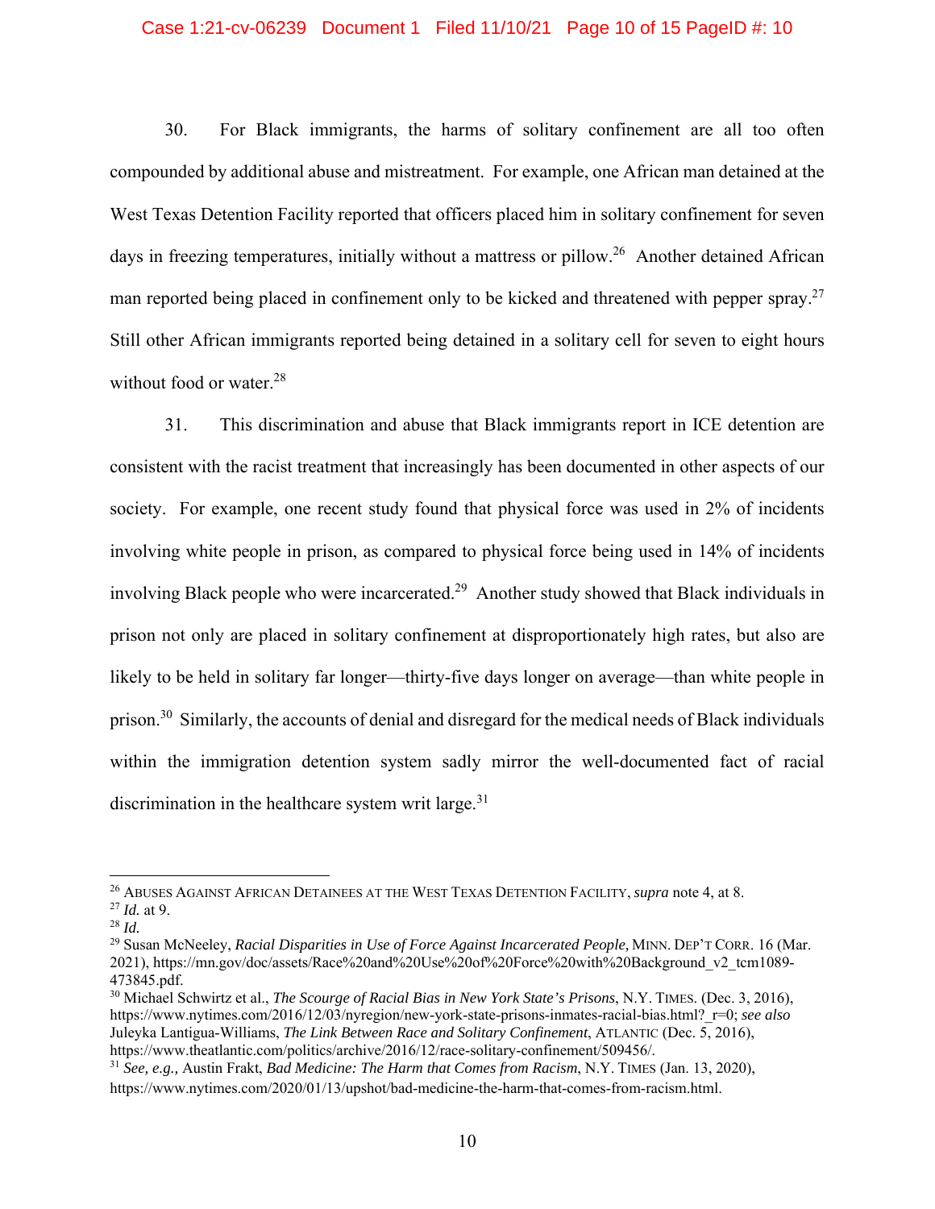30. For Black immigrants, the harms of solitary confinement are all too often compounded by additional abuse and mistreatment. For example, one African man detained at the West Texas Detention Facility reported that officers placed him in solitary confinement for seven days in freezing temperatures, initially without a mattress or pillow.[26] Another detained African man reported being placed in confinement only to be kicked and threatened with pepper spray.[27] Still other African immigrants reported being detained in a solitary cell for seven to eight hours without food or water.[28]

31. This discrimination and abuse that Black immigrants report in ICE detention are consistent with the racist treatment that increasingly has been documented in other aspects of our society. For example, one recent study found that physical force was used in 2% of incidents involving white people in prison, as compared to physical force being used in 14% of incidents involving Black people who were incarcerated.[29] Another study showed that Black individuals in prison not only are placed in solitary confinement at disproportionately high rates, but also are likely to be held in solitary far longer—thirty-five days longer on average—than white people in prison.[30] Similarly, the accounts of denial and disregard for the medical needs of Black individuals within the immigration detention system sadly mirror the well-documented fact of racial discrimination in the healthcare system writ large.[31]

---

[26] ABUSES AGAINST AFRICAN DETAINEES AT THE WEST TEXAS DETENTION FACILITY, *supra* note 4, at 8.

[27] *Id.* at 9.

[28] *Id.*

[29] Susan McNeeley, *Racial Disparities in Use of Force Against Incarcerated People,* MINN. DEP'T CORR. 16 (Mar. 2021), https://mn.gov/doc/assets/Race%20and%20Use%20of%20Force%20with%20Background_v2_tcm1089-473845.pdf.

[30] Michael Schwirtz et al., *The Scourge of Racial Bias in New York State's Prisons*, N.Y. TIMES. (Dec. 3, 2016), https://www.nytimes.com/2016/12/03/nyregion/new-york-state-prisons-inmates-racial-bias.html?_r=0; *see also* Juleyka Lantigua-Williams, *The Link Between Race and Solitary Confinement*, ATLANTIC (Dec. 5, 2016), https://www.theatlantic.com/politics/archive/2016/12/race-solitary-confinement/509456/.

[31] *See, e.g.,* Austin Frakt, *Bad Medicine: The Harm that Comes from Racism*, N.Y. TIMES (Jan. 13, 2020), https://www.nytimes.com/2020/01/13/upshot/bad-medicine-the-harm-that-comes-from-racism.html.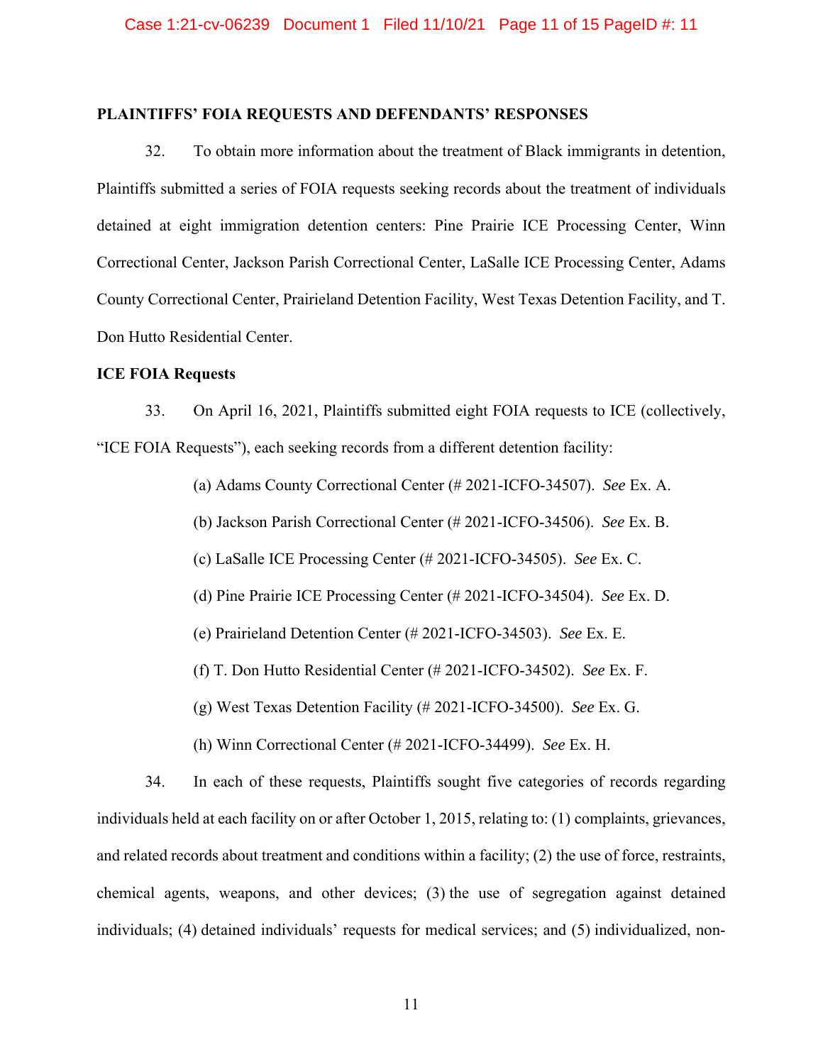**PLAINTIFFS' FOIA REQUESTS AND DEFENDANTS' RESPONSES**

32. To obtain more information about the treatment of Black immigrants in detention, Plaintiffs submitted a series of FOIA requests seeking records about the treatment of individuals detained at eight immigration detention centers: Pine Prairie ICE Processing Center, Winn Correctional Center, Jackson Parish Correctional Center, LaSalle ICE Processing Center, Adams County Correctional Center, Prairieland Detention Facility, West Texas Detention Facility, and T. Don Hutto Residential Center.

**ICE FOIA Requests**

33. On April 16, 2021, Plaintiffs submitted eight FOIA requests to ICE (collectively, "ICE FOIA Requests"), each seeking records from a different detention facility:

(a) Adams County Correctional Center (# 2021-ICFO-34507). *See* Ex. A.

(b) Jackson Parish Correctional Center (# 2021-ICFO-34506). *See* Ex. B.

(c) LaSalle ICE Processing Center (# 2021-ICFO-34505). *See* Ex. C.

(d) Pine Prairie ICE Processing Center (# 2021-ICFO-34504). *See* Ex. D.

(e) Prairieland Detention Center (# 2021-ICFO-34503). *See* Ex. E.

(f) T. Don Hutto Residential Center (# 2021-ICFO-34502). *See* Ex. F.

(g) West Texas Detention Facility (# 2021-ICFO-34500). *See* Ex. G.

(h) Winn Correctional Center (# 2021-ICFO-34499). *See* Ex. H.

34. In each of these requests, Plaintiffs sought five categories of records regarding individuals held at each facility on or after October 1, 2015, relating to: (1) complaints, grievances, and related records about treatment and conditions within a facility; (2) the use of force, restraints, chemical agents, weapons, and other devices; (3) the use of segregation against detained individuals; (4) detained individuals' requests for medical services; and (5) individualized, non-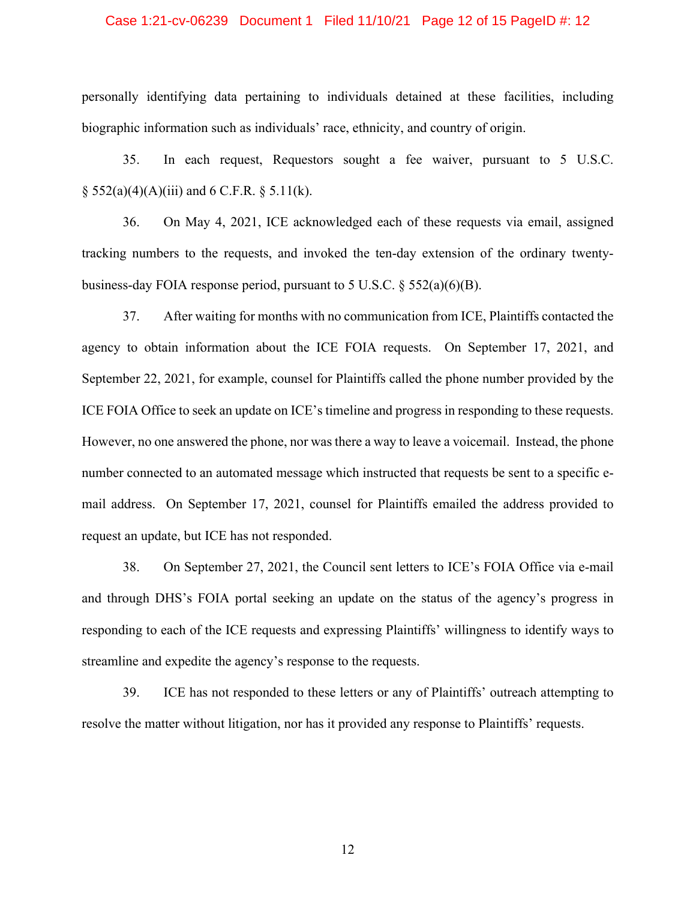personally identifying data pertaining to individuals detained at these facilities, including biographic information such as individuals' race, ethnicity, and country of origin.

35. In each request, Requestors sought a fee waiver, pursuant to 5 U.S.C. § 552(a)(4)(A)(iii) and 6 C.F.R. § 5.11(k).

36. On May 4, 2021, ICE acknowledged each of these requests via email, assigned tracking numbers to the requests, and invoked the ten-day extension of the ordinary twenty-business-day FOIA response period, pursuant to 5 U.S.C. § 552(a)(6)(B).

37. After waiting for months with no communication from ICE, Plaintiffs contacted the agency to obtain information about the ICE FOIA requests. On September 17, 2021, and September 22, 2021, for example, counsel for Plaintiffs called the phone number provided by the ICE FOIA Office to seek an update on ICE's timeline and progress in responding to these requests. However, no one answered the phone, nor was there a way to leave a voicemail. Instead, the phone number connected to an automated message which instructed that requests be sent to a specific e-mail address. On September 17, 2021, counsel for Plaintiffs emailed the address provided to request an update, but ICE has not responded.

38. On September 27, 2021, the Council sent letters to ICE's FOIA Office via e-mail and through DHS's FOIA portal seeking an update on the status of the agency's progress in responding to each of the ICE requests and expressing Plaintiffs' willingness to identify ways to streamline and expedite the agency's response to the requests.

39. ICE has not responded to these letters or any of Plaintiffs' outreach attempting to resolve the matter without litigation, nor has it provided any response to Plaintiffs' requests.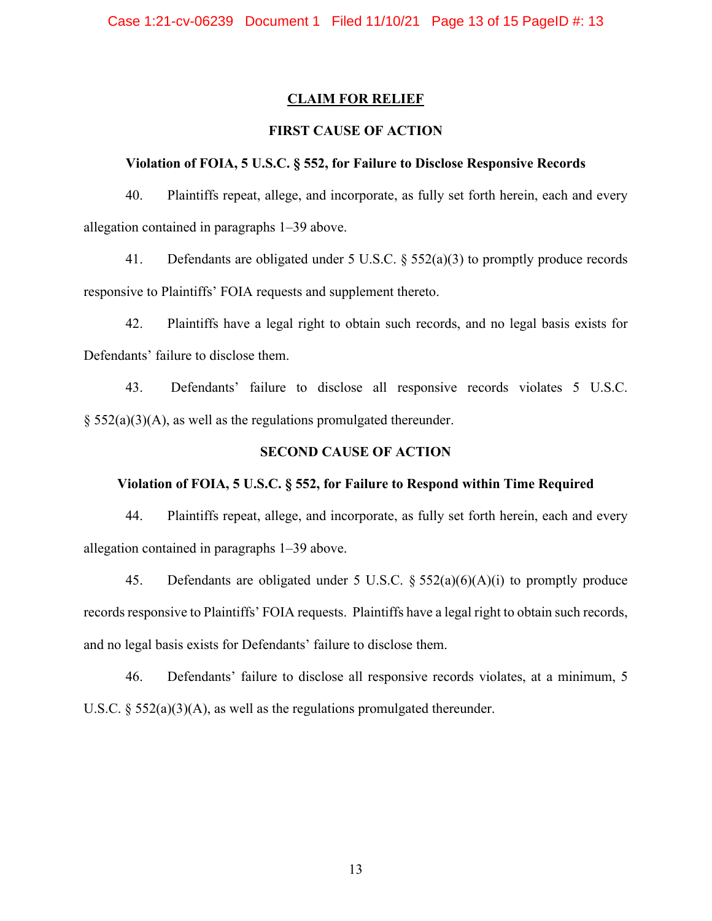## CLAIM FOR RELIEF

### FIRST CAUSE OF ACTION

#### Violation of FOIA, 5 U.S.C. § 552, for Failure to Disclose Responsive Records

40. Plaintiffs repeat, allege, and incorporate, as fully set forth herein, each and every allegation contained in paragraphs 1–39 above.

41. Defendants are obligated under 5 U.S.C. § 552(a)(3) to promptly produce records responsive to Plaintiffs' FOIA requests and supplement thereto.

42. Plaintiffs have a legal right to obtain such records, and no legal basis exists for Defendants' failure to disclose them.

43. Defendants' failure to disclose all responsive records violates 5 U.S.C. § 552(a)(3)(A), as well as the regulations promulgated thereunder.

### SECOND CAUSE OF ACTION

#### Violation of FOIA, 5 U.S.C. § 552, for Failure to Respond within Time Required

44. Plaintiffs repeat, allege, and incorporate, as fully set forth herein, each and every allegation contained in paragraphs 1–39 above.

45. Defendants are obligated under 5 U.S.C. § 552(a)(6)(A)(i) to promptly produce records responsive to Plaintiffs' FOIA requests. Plaintiffs have a legal right to obtain such records, and no legal basis exists for Defendants' failure to disclose them.

46. Defendants' failure to disclose all responsive records violates, at a minimum, 5 U.S.C. § 552(a)(3)(A), as well as the regulations promulgated thereunder.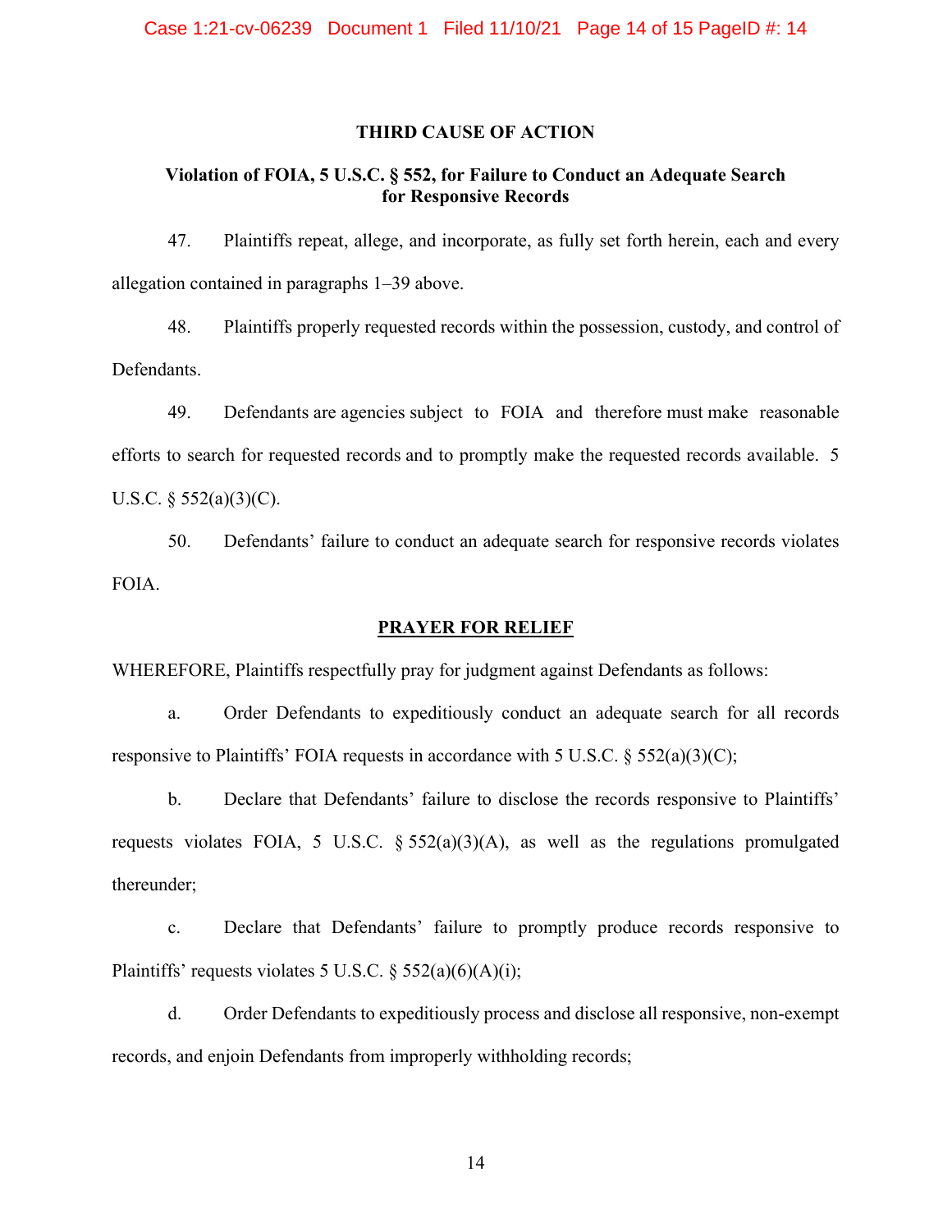## THIRD CAUSE OF ACTION

### Violation of FOIA, 5 U.S.C. § 552, for Failure to Conduct an Adequate Search for Responsive Records

47. Plaintiffs repeat, allege, and incorporate, as fully set forth herein, each and every allegation contained in paragraphs 1–39 above.

48. Plaintiffs properly requested records within the possession, custody, and control of Defendants.

49. Defendants are agencies subject to FOIA and therefore must make reasonable efforts to search for requested records and to promptly make the requested records available. 5 U.S.C. § 552(a)(3)(C).

50. Defendants' failure to conduct an adequate search for responsive records violates FOIA.

## PRAYER FOR RELIEF

WHEREFORE, Plaintiffs respectfully pray for judgment against Defendants as follows:

a. Order Defendants to expeditiously conduct an adequate search for all records responsive to Plaintiffs' FOIA requests in accordance with 5 U.S.C. § 552(a)(3)(C);

b. Declare that Defendants' failure to disclose the records responsive to Plaintiffs' requests violates FOIA, 5 U.S.C. § 552(a)(3)(A), as well as the regulations promulgated thereunder;

c. Declare that Defendants' failure to promptly produce records responsive to Plaintiffs' requests violates 5 U.S.C. § 552(a)(6)(A)(i);

d. Order Defendants to expeditiously process and disclose all responsive, non-exempt records, and enjoin Defendants from improperly withholding records;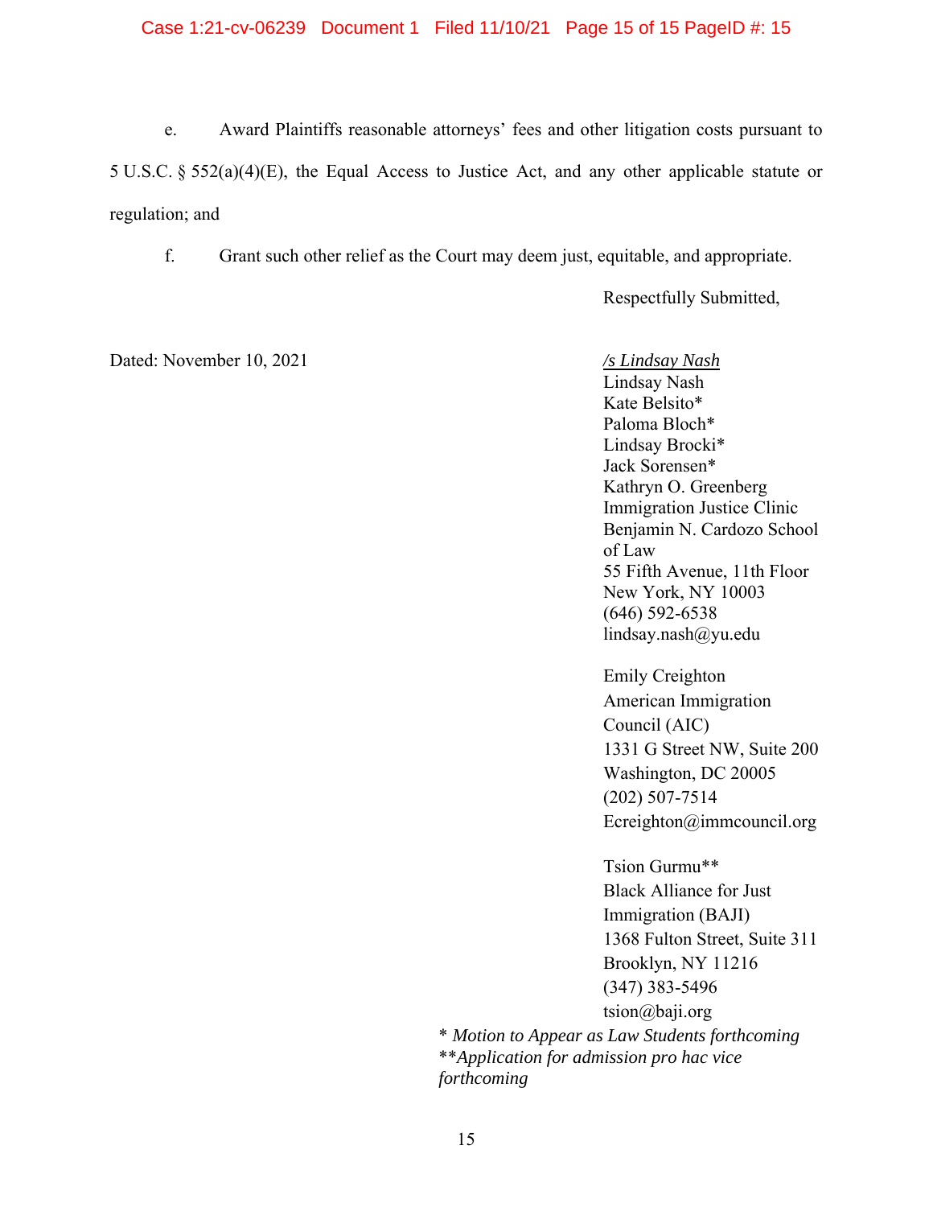e. Award Plaintiffs reasonable attorneys' fees and other litigation costs pursuant to 5 U.S.C. § 552(a)(4)(E), the Equal Access to Justice Act, and any other applicable statute or regulation; and

f. Grant such other relief as the Court may deem just, equitable, and appropriate.

Respectfully Submitted,

Dated: November 10, 2021

*/s Lindsay Nash*
Lindsay Nash
Kate Belsito*
Paloma Bloch*
Lindsay Brocki*
Jack Sorensen*
Kathryn O. Greenberg
Immigration Justice Clinic
Benjamin N. Cardozo School of Law
55 Fifth Avenue, 11th Floor
New York, NY 10003
(646) 592-6538
lindsay.nash@yu.edu

Emily Creighton
American Immigration Council (AIC)
1331 G Street NW, Suite 200
Washington, DC 20005
(202) 507-7514
Ecreighton@immcouncil.org

Tsion Gurmu**
Black Alliance for Just Immigration (BAJI)
1368 Fulton Street, Suite 311
Brooklyn, NY 11216
(347) 383-5496
tsion@baji.org

\* *Motion to Appear as Law Students forthcoming*
\*\**Application for admission pro hac vice forthcoming*